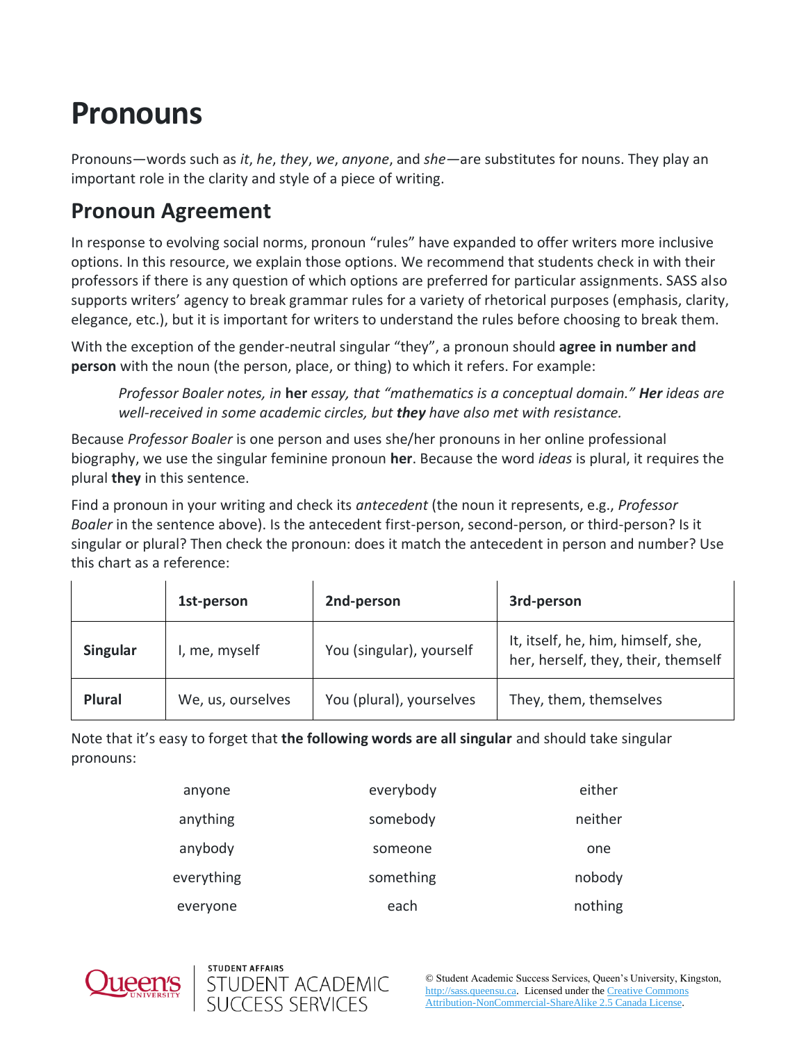# Pronouns

Pronouns—words such as *it*, *he*, *they*, *we*, *anyone*, and *she*—are substitutes for nouns. They play an important role in the clarity and style of a piece of writing.

## Pronoun Agreement

In response to evolving social norms, pronoun "rules" have expanded to offer writers more inclusive options. In this resource, we explain those options. We recommend that students check in with their professors if there is any question of which options are preferred for particular assignments. SASS also supports writers' agency to break grammar rules for a variety of rhetorical purposes (emphasis, clarity, elegance, etc.), but it is important for writers to understand the rules before choosing to break them.

With the exception of the gender-neutral singular "they", a pronoun should **agree in number and person** with the noun (the person, place, or thing) to which it refers. For example:

> *Professor Boaler notes, in* **her** *essay, that "mathematics is a conceptual domain."* ***Her*** *ideas are well-received in some academic circles, but* ***they*** *have also met with resistance.*

Because *Professor Boaler* is one person and uses she/her pronouns in her online professional biography, we use the singular feminine pronoun **her**. Because the word *ideas* is plural, it requires the plural **they** in this sentence.

Find a pronoun in your writing and check its *antecedent* (the noun it represents, e.g., *Professor Boaler* in the sentence above). Is the antecedent first-person, second-person, or third-person? Is it singular or plural? Then check the pronoun: does it match the antecedent in person and number? Use this chart as a reference:

| | 1st-person | 2nd-person | 3rd-person |
|---|---|---|---|
| **Singular** | I, me, myself | You (singular), yourself | It, itself, he, him, himself, she, her, herself, they, their, themself |
| **Plural** | We, us, ourselves | You (plural), yourselves | They, them, themselves |

Note that it's easy to forget that **the following words are all singular** and should take singular pronouns:

| | | |
|---|---|---|
| anyone | everybody | either |
| anything | somebody | neither |
| anybody | someone | one |
| everything | something | nobody |
| everyone | each | nothing |

© Student Academic Success Services, Queen's University, Kingston, http://sass.queensu.ca. Licensed under the Creative Commons Attribution-NonCommercial-ShareAlike 2.5 Canada License.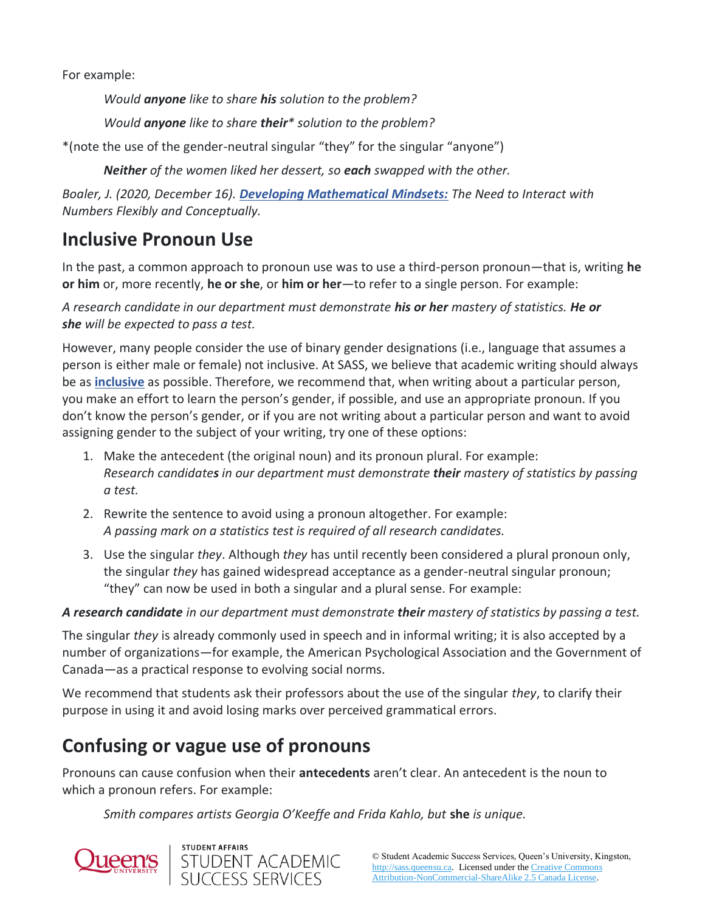For example:

*Would **anyone** like to share **his** solution to the problem?*

*Would **anyone** like to share **their*** *solution to the problem?*

*(note the use of the gender-neutral singular “they” for the singular “anyone”)

***Neither** of the women liked her dessert, so **each** swapped with the other.*

*Boaler, J. (2020, December 16). **Developing Mathematical Mindsets:** The Need to Interact with Numbers Flexibly and Conceptually.*

## Inclusive Pronoun Use

In the past, a common approach to pronoun use was to use a third-person pronoun—that is, writing **he or him** or, more recently, **he or she**, or **him or her**—to refer to a single person. For example:

*A research candidate in our department must demonstrate **his or her** mastery of statistics. **He or she** will be expected to pass a test.*

However, many people consider the use of binary gender designations (i.e., language that assumes a person is either male or female) not inclusive. At SASS, we believe that academic writing should always be as **inclusive** as possible. Therefore, we recommend that, when writing about a particular person, you make an effort to learn the person's gender, if possible, and use an appropriate pronoun. If you don't know the person's gender, or if you are not writing about a particular person and want to avoid assigning gender to the subject of your writing, try one of these options:

1. Make the antecedent (the original noun) and its pronoun plural. For example:
   *Research candidate**s** in our department must demonstrate **their** mastery of statistics by passing a test.*
2. Rewrite the sentence to avoid using a pronoun altogether. For example:
   *A passing mark on a statistics test is required of all research candidates.*
3. Use the singular *they*. Although *they* has until recently been considered a plural pronoun only, the singular *they* has gained widespread acceptance as a gender-neutral singular pronoun; “they” can now be used in both a singular and a plural sense. For example:

***A research candidate** in our department must demonstrate **their** mastery of statistics by passing a test.*

The singular *they* is already commonly used in speech and in informal writing; it is also accepted by a number of organizations—for example, the American Psychological Association and the Government of Canada—as a practical response to evolving social norms.

We recommend that students ask their professors about the use of the singular *they*, to clarify their purpose in using it and avoid losing marks over perceived grammatical errors.

## Confusing or vague use of pronouns

Pronouns can cause confusion when their **antecedents** aren't clear. An antecedent is the noun to which a pronoun refers. For example:

*Smith compares artists Georgia O'Keeffe and Frida Kahlo, but* **she** *is unique.*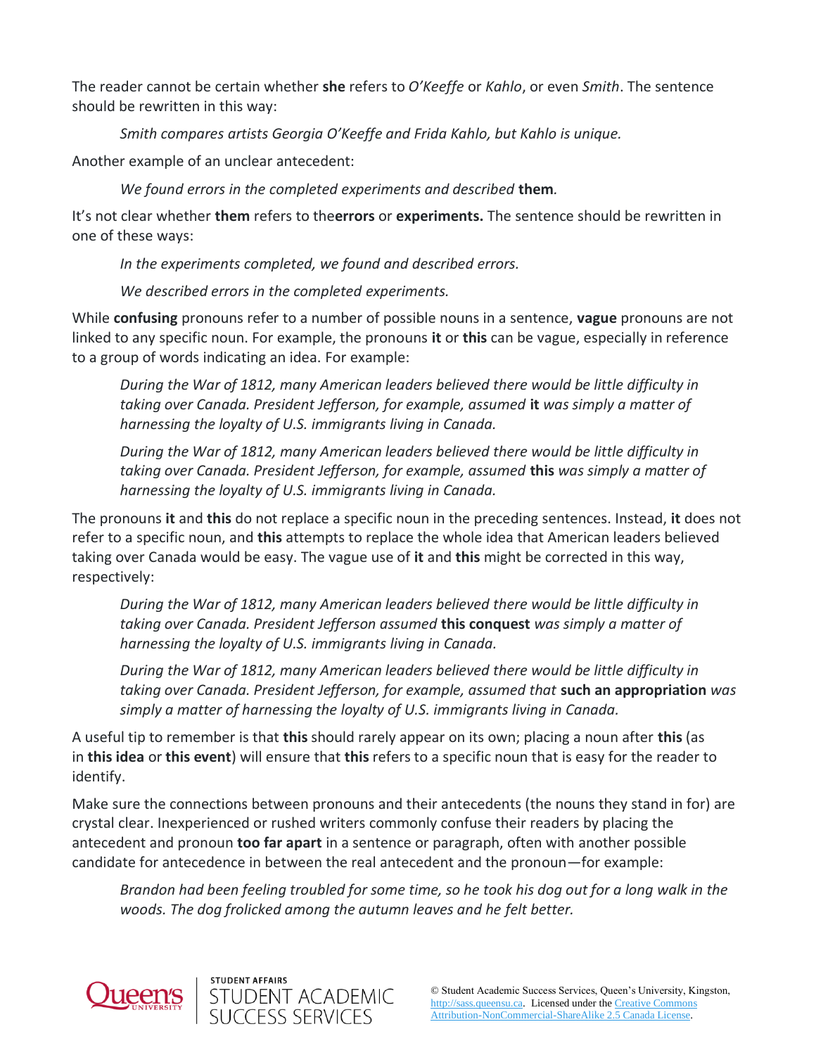The reader cannot be certain whether **she** refers to *O'Keeffe* or *Kahlo*, or even *Smith*. The sentence should be rewritten in this way:

> *Smith compares artists Georgia O'Keeffe and Frida Kahlo, but Kahlo is unique.*

Another example of an unclear antecedent:

> *We found errors in the completed experiments and described* **them***.*

It's not clear whether **them** refers to the**errors** or **experiments.** The sentence should be rewritten in one of these ways:

> *In the experiments completed, we found and described errors.*
>
> *We described errors in the completed experiments.*

While **confusing** pronouns refer to a number of possible nouns in a sentence, **vague** pronouns are not linked to any specific noun. For example, the pronouns **it** or **this** can be vague, especially in reference to a group of words indicating an idea. For example:

> *During the War of 1812, many American leaders believed there would be little difficulty in taking over Canada. President Jefferson, for example, assumed* **it** *was simply a matter of harnessing the loyalty of U.S. immigrants living in Canada.*
>
> *During the War of 1812, many American leaders believed there would be little difficulty in taking over Canada. President Jefferson, for example, assumed* **this** *was simply a matter of harnessing the loyalty of U.S. immigrants living in Canada.*

The pronouns **it** and **this** do not replace a specific noun in the preceding sentences. Instead, **it** does not refer to a specific noun, and **this** attempts to replace the whole idea that American leaders believed taking over Canada would be easy. The vague use of **it** and **this** might be corrected in this way, respectively:

> *During the War of 1812, many American leaders believed there would be little difficulty in taking over Canada. President Jefferson assumed* **this conquest** *was simply a matter of harnessing the loyalty of U.S. immigrants living in Canada.*
>
> *During the War of 1812, many American leaders believed there would be little difficulty in taking over Canada. President Jefferson, for example, assumed that* **such an appropriation** *was simply a matter of harnessing the loyalty of U.S. immigrants living in Canada.*

A useful tip to remember is that **this** should rarely appear on its own; placing a noun after **this** (as in **this idea** or **this event**) will ensure that **this** refers to a specific noun that is easy for the reader to identify.

Make sure the connections between pronouns and their antecedents (the nouns they stand in for) are crystal clear. Inexperienced or rushed writers commonly confuse their readers by placing the antecedent and pronoun **too far apart** in a sentence or paragraph, often with another possible candidate for antecedence in between the real antecedent and the pronoun—for example:

> *Brandon had been feeling troubled for some time, so he took his dog out for a long walk in the woods. The dog frolicked among the autumn leaves and he felt better.*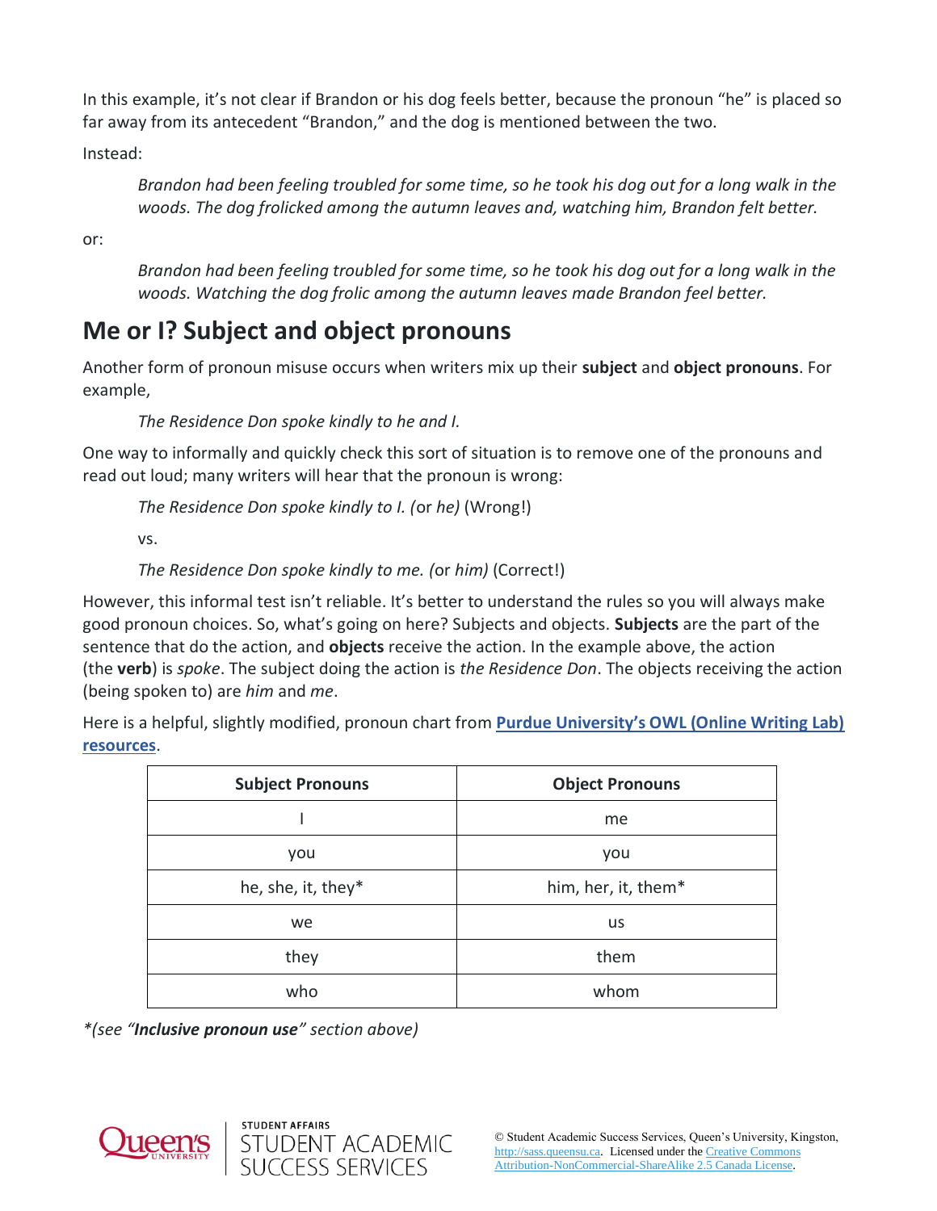In this example, it's not clear if Brandon or his dog feels better, because the pronoun "he" is placed so far away from its antecedent "Brandon," and the dog is mentioned between the two.

Instead:

> *Brandon had been feeling troubled for some time, so he took his dog out for a long walk in the woods. The dog frolicked among the autumn leaves and, watching him, Brandon felt better.*

or:

> *Brandon had been feeling troubled for some time, so he took his dog out for a long walk in the woods. Watching the dog frolic among the autumn leaves made Brandon feel better.*

## Me or I? Subject and object pronouns

Another form of pronoun misuse occurs when writers mix up their **subject** and **object pronouns**. For example,

> *The Residence Don spoke kindly to he and I.*

One way to informally and quickly check this sort of situation is to remove one of the pronouns and read out loud; many writers will hear that the pronoun is wrong:

> *The Residence Don spoke kindly to I. (*or *he)* (Wrong!)
>
> vs.
>
> *The Residence Don spoke kindly to me. (*or *him)* (Correct!)

However, this informal test isn't reliable. It's better to understand the rules so you will always make good pronoun choices. So, what's going on here? Subjects and objects. **Subjects** are the part of the sentence that do the action, and **objects** receive the action. In the example above, the action (the **verb**) is *spoke*. The subject doing the action is *the Residence Don*. The objects receiving the action (being spoken to) are *him* and *me*.

Here is a helpful, slightly modified, pronoun chart from **Purdue University's OWL (Online Writing Lab) resources**.

| Subject Pronouns | Object Pronouns |
|---|---|
| I | me |
| you | you |
| he, she, it, they* | him, her, it, them* |
| we | us |
| they | them |
| who | whom |

*\*(see "**Inclusive pronoun use**" section above)*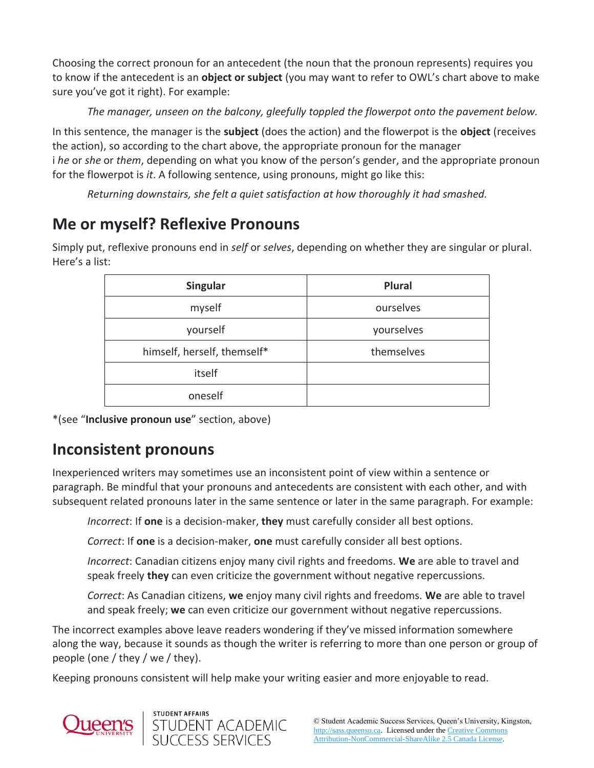Choosing the correct pronoun for an antecedent (the noun that the pronoun represents) requires you to know if the antecedent is an **object or subject** (you may want to refer to OWL's chart above to make sure you've got it right). For example:

> *The manager, unseen on the balcony, gleefully toppled the flowerpot onto the pavement below.*

In this sentence, the manager is the **subject** (does the action) and the flowerpot is the **object** (receives the action), so according to the chart above, the appropriate pronoun for the manager i *he* or *she* or *them*, depending on what you know of the person's gender, and the appropriate pronoun for the flowerpot is *it*. A following sentence, using pronouns, might go like this:

> *Returning downstairs, she felt a quiet satisfaction at how thoroughly it had smashed.*

## Me or myself? Reflexive Pronouns

Simply put, reflexive pronouns end in *self* or *selves*, depending on whether they are singular or plural. Here's a list:

| Singular | Plural |
|---|---|
| myself | ourselves |
| yourself | yourselves |
| himself, herself, themself* | themselves |
| itself | |
| oneself | |

*(see "**Inclusive pronoun use**" section, above)

## Inconsistent pronouns

Inexperienced writers may sometimes use an inconsistent point of view within a sentence or paragraph. Be mindful that your pronouns and antecedents are consistent with each other, and with subsequent related pronouns later in the same sentence or later in the same paragraph. For example:

> *Incorrect*: If **one** is a decision-maker, **they** must carefully consider all best options.
>
> *Correct*: If **one** is a decision-maker, **one** must carefully consider all best options.
>
> *Incorrect*: Canadian citizens enjoy many civil rights and freedoms. **We** are able to travel and speak freely **they** can even criticize the government without negative repercussions.
>
> *Correct*: As Canadian citizens, **we** enjoy many civil rights and freedoms. **We** are able to travel and speak freely; **we** can even criticize our government without negative repercussions.

The incorrect examples above leave readers wondering if they've missed information somewhere along the way, because it sounds as though the writer is referring to more than one person or group of people (one / they / we / they).

Keeping pronouns consistent will help make your writing easier and more enjoyable to read.

© Student Academic Success Services, Queen's University, Kingston, http://sass.queensu.ca. Licensed under the Creative Commons Attribution-NonCommercial-ShareAlike 2.5 Canada License.